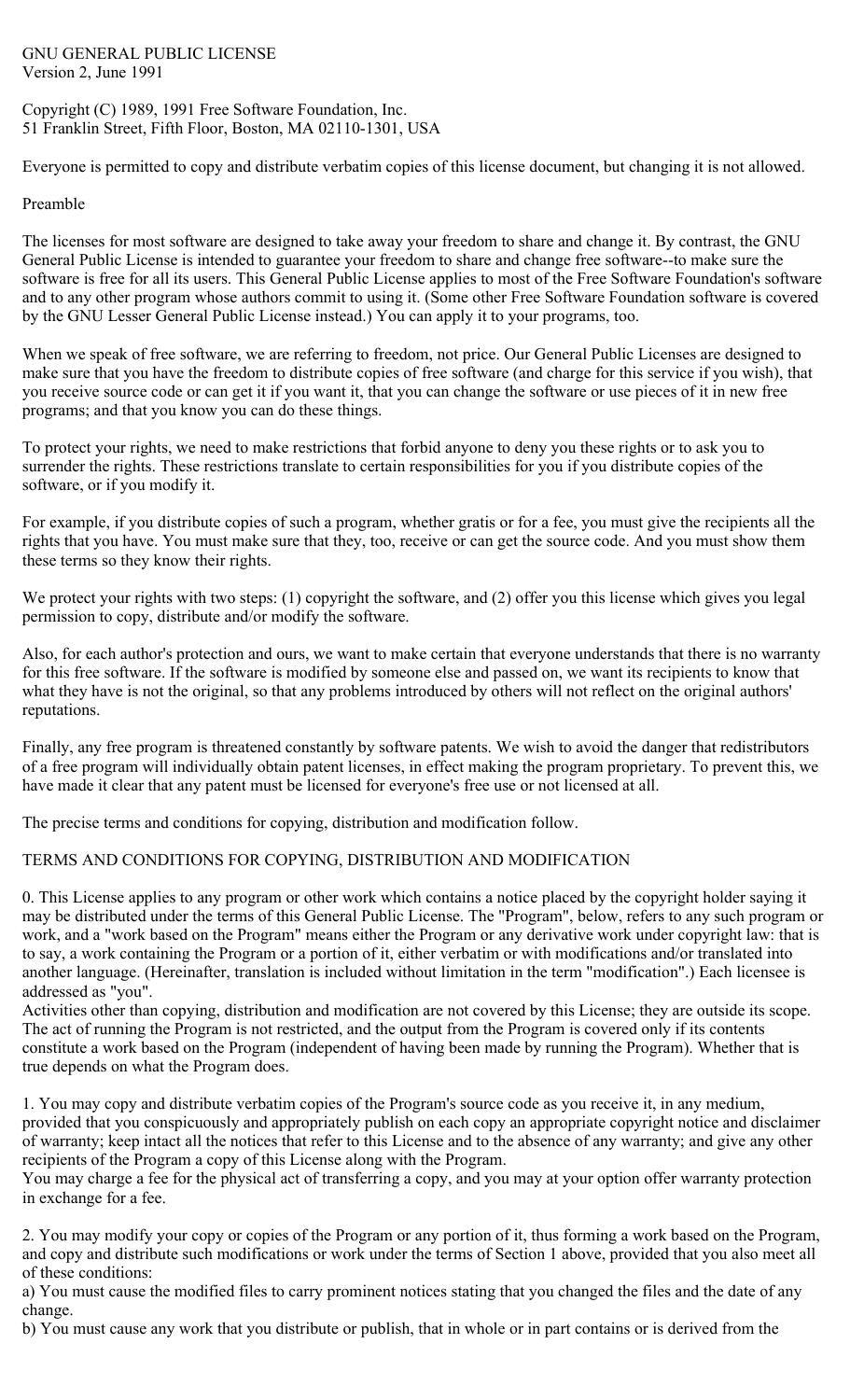# GNU GENERAL PUBLIC LICENSE

Version 2, June 1991

Copyright (C) 1989, 1991 Free Software Foundation, Inc.
51 Franklin Street, Fifth Floor, Boston, MA 02110-1301, USA

Everyone is permitted to copy and distribute verbatim copies of this license document, but changing it is not allowed.

## Preamble

The licenses for most software are designed to take away your freedom to share and change it. By contrast, the GNU General Public License is intended to guarantee your freedom to share and change free software--to make sure the software is free for all its users. This General Public License applies to most of the Free Software Foundation's software and to any other program whose authors commit to using it. (Some other Free Software Foundation software is covered by the GNU Lesser General Public License instead.) You can apply it to your programs, too.

When we speak of free software, we are referring to freedom, not price. Our General Public Licenses are designed to make sure that you have the freedom to distribute copies of free software (and charge for this service if you wish), that you receive source code or can get it if you want it, that you can change the software or use pieces of it in new free programs; and that you know you can do these things.

To protect your rights, we need to make restrictions that forbid anyone to deny you these rights or to ask you to surrender the rights. These restrictions translate to certain responsibilities for you if you distribute copies of the software, or if you modify it.

For example, if you distribute copies of such a program, whether gratis or for a fee, you must give the recipients all the rights that you have. You must make sure that they, too, receive or can get the source code. And you must show them these terms so they know their rights.

We protect your rights with two steps: (1) copyright the software, and (2) offer you this license which gives you legal permission to copy, distribute and/or modify the software.

Also, for each author's protection and ours, we want to make certain that everyone understands that there is no warranty for this free software. If the software is modified by someone else and passed on, we want its recipients to know that what they have is not the original, so that any problems introduced by others will not reflect on the original authors' reputations.

Finally, any free program is threatened constantly by software patents. We wish to avoid the danger that redistributors of a free program will individually obtain patent licenses, in effect making the program proprietary. To prevent this, we have made it clear that any patent must be licensed for everyone's free use or not licensed at all.

The precise terms and conditions for copying, distribution and modification follow.

## TERMS AND CONDITIONS FOR COPYING, DISTRIBUTION AND MODIFICATION

0. This License applies to any program or other work which contains a notice placed by the copyright holder saying it may be distributed under the terms of this General Public License. The "Program", below, refers to any such program or work, and a "work based on the Program" means either the Program or any derivative work under copyright law: that is to say, a work containing the Program or a portion of it, either verbatim or with modifications and/or translated into another language. (Hereinafter, translation is included without limitation in the term "modification".) Each licensee is addressed as "you".
Activities other than copying, distribution and modification are not covered by this License; they are outside its scope. The act of running the Program is not restricted, and the output from the Program is covered only if its contents constitute a work based on the Program (independent of having been made by running the Program). Whether that is true depends on what the Program does.

1. You may copy and distribute verbatim copies of the Program's source code as you receive it, in any medium, provided that you conspicuously and appropriately publish on each copy an appropriate copyright notice and disclaimer of warranty; keep intact all the notices that refer to this License and to the absence of any warranty; and give any other recipients of the Program a copy of this License along with the Program.
You may charge a fee for the physical act of transferring a copy, and you may at your option offer warranty protection in exchange for a fee.

2. You may modify your copy or copies of the Program or any portion of it, thus forming a work based on the Program, and copy and distribute such modifications or work under the terms of Section 1 above, provided that you also meet all of these conditions:
a) You must cause the modified files to carry prominent notices stating that you changed the files and the date of any change.
b) You must cause any work that you distribute or publish, that in whole or in part contains or is derived from the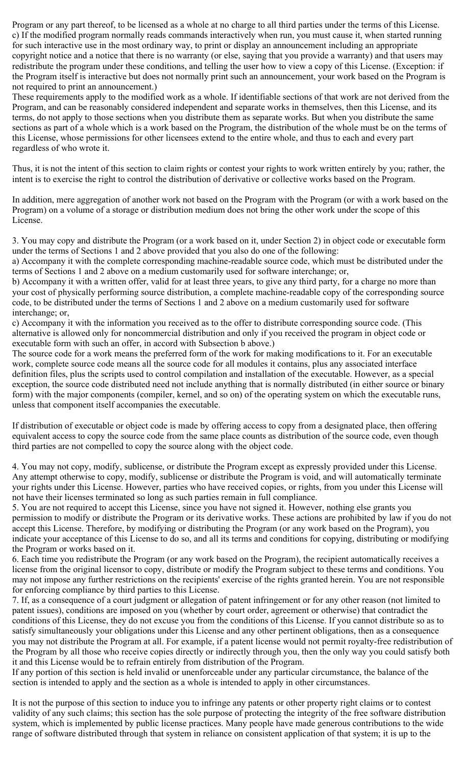Program or any part thereof, to be licensed as a whole at no charge to all third parties under the terms of this License.
c) If the modified program normally reads commands interactively when run, you must cause it, when started running for such interactive use in the most ordinary way, to print or display an announcement including an appropriate copyright notice and a notice that there is no warranty (or else, saying that you provide a warranty) and that users may redistribute the program under these conditions, and telling the user how to view a copy of this License. (Exception: if the Program itself is interactive but does not normally print such an announcement, your work based on the Program is not required to print an announcement.)
These requirements apply to the modified work as a whole. If identifiable sections of that work are not derived from the Program, and can be reasonably considered independent and separate works in themselves, then this License, and its terms, do not apply to those sections when you distribute them as separate works. But when you distribute the same sections as part of a whole which is a work based on the Program, the distribution of the whole must be on the terms of this License, whose permissions for other licensees extend to the entire whole, and thus to each and every part regardless of who wrote it.

Thus, it is not the intent of this section to claim rights or contest your rights to work written entirely by you; rather, the intent is to exercise the right to control the distribution of derivative or collective works based on the Program.

In addition, mere aggregation of another work not based on the Program with the Program (or with a work based on the Program) on a volume of a storage or distribution medium does not bring the other work under the scope of this License.

3. You may copy and distribute the Program (or a work based on it, under Section 2) in object code or executable form under the terms of Sections 1 and 2 above provided that you also do one of the following:
a) Accompany it with the complete corresponding machine-readable source code, which must be distributed under the terms of Sections 1 and 2 above on a medium customarily used for software interchange; or,
b) Accompany it with a written offer, valid for at least three years, to give any third party, for a charge no more than your cost of physically performing source distribution, a complete machine-readable copy of the corresponding source code, to be distributed under the terms of Sections 1 and 2 above on a medium customarily used for software interchange; or,
c) Accompany it with the information you received as to the offer to distribute corresponding source code. (This alternative is allowed only for noncommercial distribution and only if you received the program in object code or executable form with such an offer, in accord with Subsection b above.)
The source code for a work means the preferred form of the work for making modifications to it. For an executable work, complete source code means all the source code for all modules it contains, plus any associated interface definition files, plus the scripts used to control compilation and installation of the executable. However, as a special exception, the source code distributed need not include anything that is normally distributed (in either source or binary form) with the major components (compiler, kernel, and so on) of the operating system on which the executable runs, unless that component itself accompanies the executable.

If distribution of executable or object code is made by offering access to copy from a designated place, then offering equivalent access to copy the source code from the same place counts as distribution of the source code, even though third parties are not compelled to copy the source along with the object code.

4. You may not copy, modify, sublicense, or distribute the Program except as expressly provided under this License. Any attempt otherwise to copy, modify, sublicense or distribute the Program is void, and will automatically terminate your rights under this License. However, parties who have received copies, or rights, from you under this License will not have their licenses terminated so long as such parties remain in full compliance.
5. You are not required to accept this License, since you have not signed it. However, nothing else grants you permission to modify or distribute the Program or its derivative works. These actions are prohibited by law if you do not accept this License. Therefore, by modifying or distributing the Program (or any work based on the Program), you indicate your acceptance of this License to do so, and all its terms and conditions for copying, distributing or modifying the Program or works based on it.
6. Each time you redistribute the Program (or any work based on the Program), the recipient automatically receives a license from the original licensor to copy, distribute or modify the Program subject to these terms and conditions. You may not impose any further restrictions on the recipients' exercise of the rights granted herein. You are not responsible for enforcing compliance by third parties to this License.
7. If, as a consequence of a court judgment or allegation of patent infringement or for any other reason (not limited to patent issues), conditions are imposed on you (whether by court order, agreement or otherwise) that contradict the conditions of this License, they do not excuse you from the conditions of this License. If you cannot distribute so as to satisfy simultaneously your obligations under this License and any other pertinent obligations, then as a consequence you may not distribute the Program at all. For example, if a patent license would not permit royalty-free redistribution of the Program by all those who receive copies directly or indirectly through you, then the only way you could satisfy both it and this License would be to refrain entirely from distribution of the Program.
If any portion of this section is held invalid or unenforceable under any particular circumstance, the balance of the section is intended to apply and the section as a whole is intended to apply in other circumstances.

It is not the purpose of this section to induce you to infringe any patents or other property right claims or to contest validity of any such claims; this section has the sole purpose of protecting the integrity of the free software distribution system, which is implemented by public license practices. Many people have made generous contributions to the wide range of software distributed through that system in reliance on consistent application of that system; it is up to the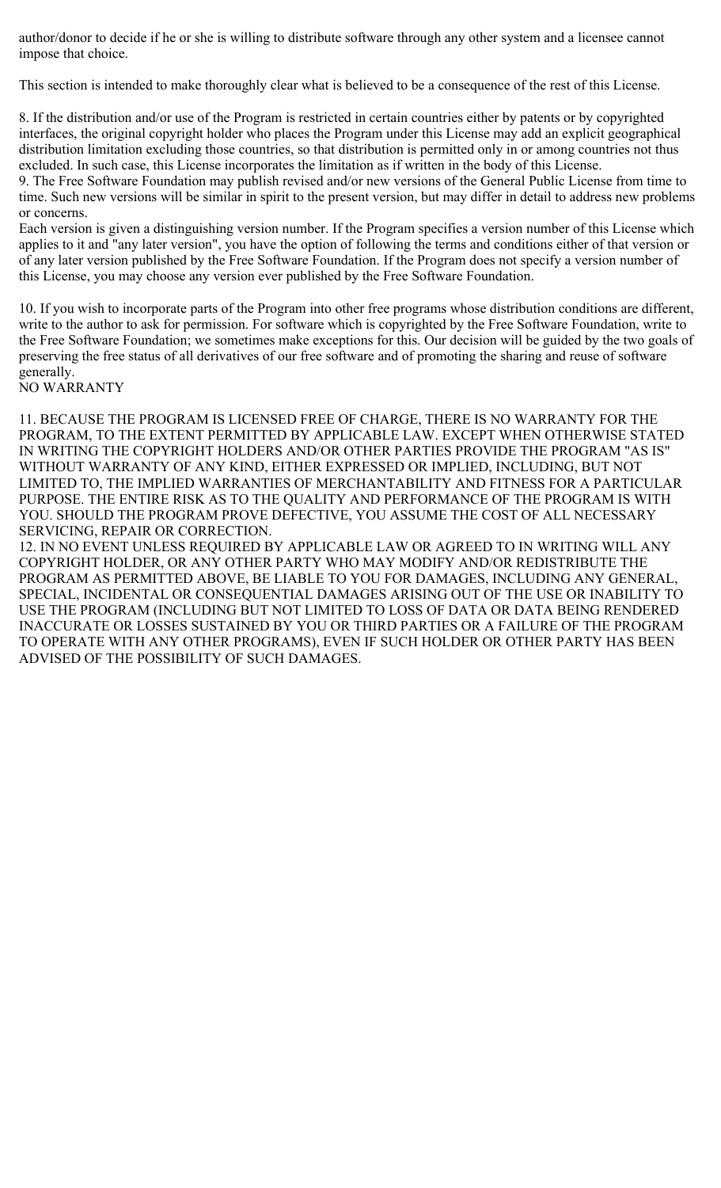author/donor to decide if he or she is willing to distribute software through any other system and a licensee cannot impose that choice.

This section is intended to make thoroughly clear what is believed to be a consequence of the rest of this License.

8. If the distribution and/or use of the Program is restricted in certain countries either by patents or by copyrighted interfaces, the original copyright holder who places the Program under this License may add an explicit geographical distribution limitation excluding those countries, so that distribution is permitted only in or among countries not thus excluded. In such case, this License incorporates the limitation as if written in the body of this License.
9. The Free Software Foundation may publish revised and/or new versions of the General Public License from time to time. Such new versions will be similar in spirit to the present version, but may differ in detail to address new problems or concerns.
Each version is given a distinguishing version number. If the Program specifies a version number of this License which applies to it and "any later version", you have the option of following the terms and conditions either of that version or of any later version published by the Free Software Foundation. If the Program does not specify a version number of this License, you may choose any version ever published by the Free Software Foundation.

10. If you wish to incorporate parts of the Program into other free programs whose distribution conditions are different, write to the author to ask for permission. For software which is copyrighted by the Free Software Foundation, write to the Free Software Foundation; we sometimes make exceptions for this. Our decision will be guided by the two goals of preserving the free status of all derivatives of our free software and of promoting the sharing and reuse of software generally.
NO WARRANTY

11. BECAUSE THE PROGRAM IS LICENSED FREE OF CHARGE, THERE IS NO WARRANTY FOR THE PROGRAM, TO THE EXTENT PERMITTED BY APPLICABLE LAW. EXCEPT WHEN OTHERWISE STATED IN WRITING THE COPYRIGHT HOLDERS AND/OR OTHER PARTIES PROVIDE THE PROGRAM "AS IS" WITHOUT WARRANTY OF ANY KIND, EITHER EXPRESSED OR IMPLIED, INCLUDING, BUT NOT LIMITED TO, THE IMPLIED WARRANTIES OF MERCHANTABILITY AND FITNESS FOR A PARTICULAR PURPOSE. THE ENTIRE RISK AS TO THE QUALITY AND PERFORMANCE OF THE PROGRAM IS WITH YOU. SHOULD THE PROGRAM PROVE DEFECTIVE, YOU ASSUME THE COST OF ALL NECESSARY SERVICING, REPAIR OR CORRECTION.
12. IN NO EVENT UNLESS REQUIRED BY APPLICABLE LAW OR AGREED TO IN WRITING WILL ANY COPYRIGHT HOLDER, OR ANY OTHER PARTY WHO MAY MODIFY AND/OR REDISTRIBUTE THE PROGRAM AS PERMITTED ABOVE, BE LIABLE TO YOU FOR DAMAGES, INCLUDING ANY GENERAL, SPECIAL, INCIDENTAL OR CONSEQUENTIAL DAMAGES ARISING OUT OF THE USE OR INABILITY TO USE THE PROGRAM (INCLUDING BUT NOT LIMITED TO LOSS OF DATA OR DATA BEING RENDERED INACCURATE OR LOSSES SUSTAINED BY YOU OR THIRD PARTIES OR A FAILURE OF THE PROGRAM TO OPERATE WITH ANY OTHER PROGRAMS), EVEN IF SUCH HOLDER OR OTHER PARTY HAS BEEN ADVISED OF THE POSSIBILITY OF SUCH DAMAGES.